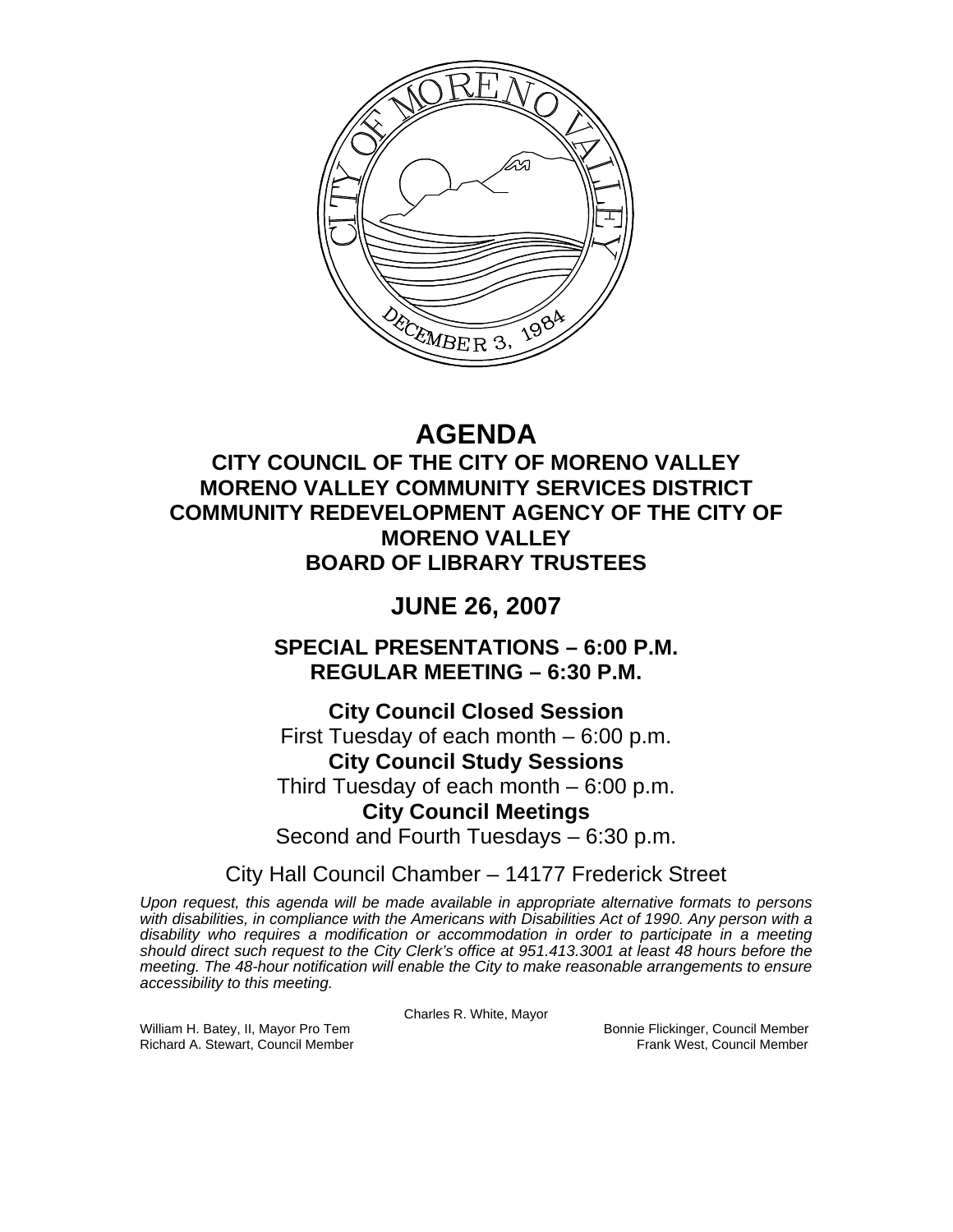# AGENDA

## CITY COUNCIL OF THE CITY OF MORENO VALLEY
## MORENO VALLEY COMMUNITY SERVICES DISTRICT
## COMMUNITY REDEVELOPMENT AGENCY OF THE CITY OF MORENO VALLEY
## BOARD OF LIBRARY TRUSTEES

# JUNE 26, 2007

## SPECIAL PRESENTATIONS – 6:00 P.M.
## REGULAR MEETING – 6:30 P.M.

**City Council Closed Session**
First Tuesday of each month – 6:00 p.m.

**City Council Study Sessions**
Third Tuesday of each month – 6:00 p.m.

**City Council Meetings**
Second and Fourth Tuesdays – 6:30 p.m.

City Hall Council Chamber – 14177 Frederick Street

*Upon request, this agenda will be made available in appropriate alternative formats to persons with disabilities, in compliance with the Americans with Disabilities Act of 1990. Any person with a disability who requires a modification or accommodation in order to participate in a meeting should direct such request to the City Clerk's office at 951.413.3001 at least 48 hours before the meeting. The 48-hour notification will enable the City to make reasonable arrangements to ensure accessibility to this meeting.*

Charles R. White, Mayor

William H. Batey, II, Mayor Pro Tem
Richard A. Stewart, Council Member
Bonnie Flickinger, Council Member
Frank West, Council Member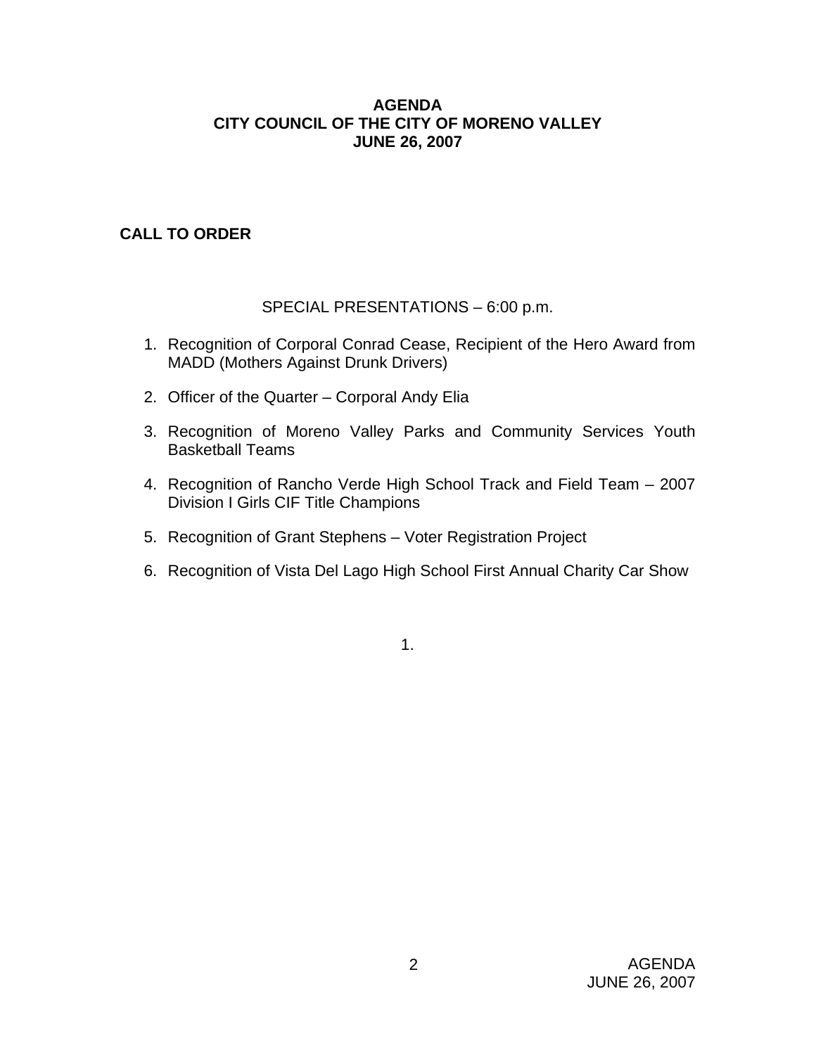# AGENDA
# CITY COUNCIL OF THE CITY OF MORENO VALLEY
# JUNE 26, 2007

## CALL TO ORDER

SPECIAL PRESENTATIONS – 6:00 p.m.

1. Recognition of Corporal Conrad Cease, Recipient of the Hero Award from MADD (Mothers Against Drunk Drivers)
2. Officer of the Quarter – Corporal Andy Elia
3. Recognition of Moreno Valley Parks and Community Services Youth Basketball Teams
4. Recognition of Rancho Verde High School Track and Field Team – 2007 Division I Girls CIF Title Champions
5. Recognition of Grant Stephens – Voter Registration Project
6. Recognition of Vista Del Lago High School First Annual Charity Car Show

1.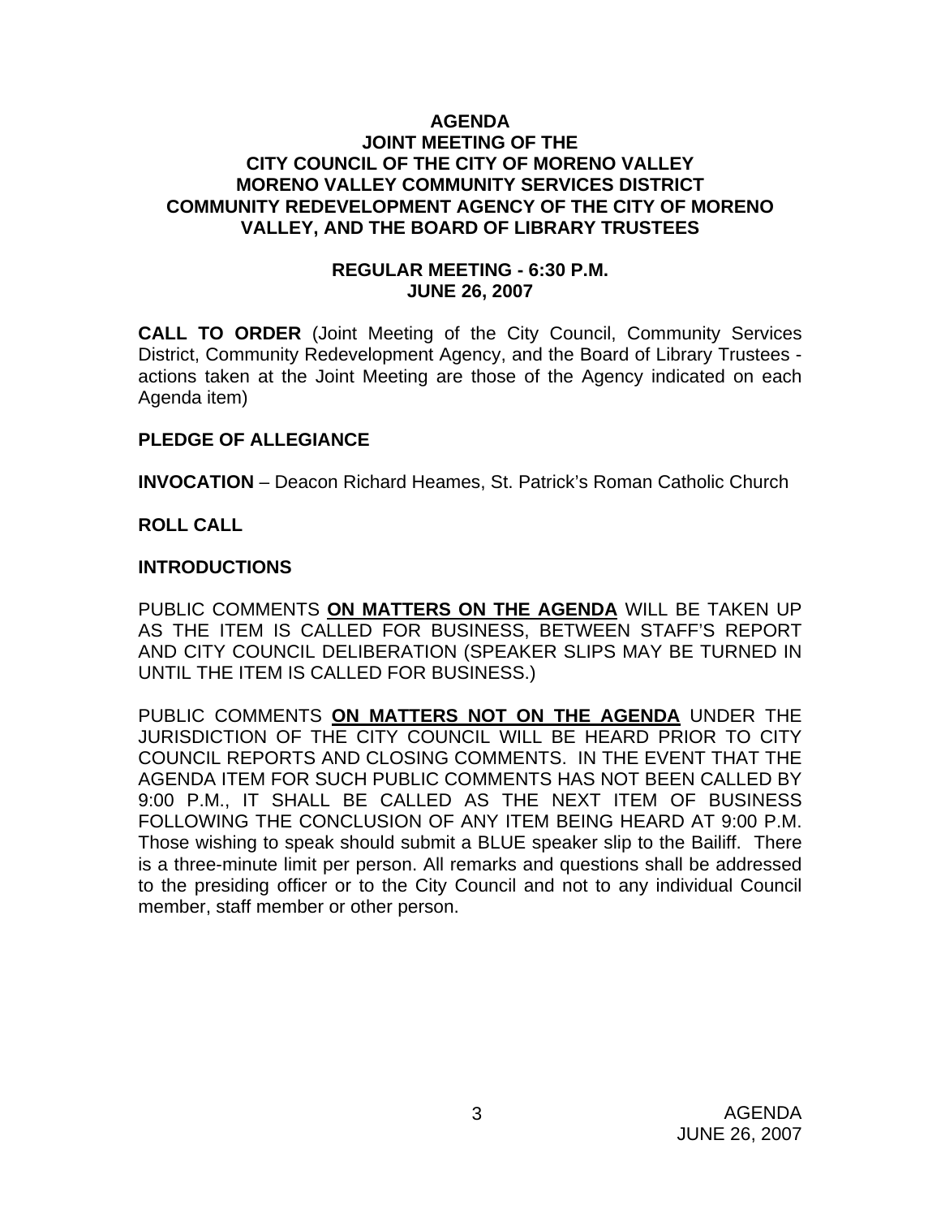# AGENDA
## JOINT MEETING OF THE CITY COUNCIL OF THE CITY OF MORENO VALLEY MORENO VALLEY COMMUNITY SERVICES DISTRICT COMMUNITY REDEVELOPMENT AGENCY OF THE CITY OF MORENO VALLEY, AND THE BOARD OF LIBRARY TRUSTEES

### REGULAR MEETING - 6:30 P.M.
### JUNE 26, 2007

**CALL TO ORDER** (Joint Meeting of the City Council, Community Services District, Community Redevelopment Agency, and the Board of Library Trustees - actions taken at the Joint Meeting are those of the Agency indicated on each Agenda item)

**PLEDGE OF ALLEGIANCE**

**INVOCATION** – Deacon Richard Heames, St. Patrick's Roman Catholic Church

**ROLL CALL**

**INTRODUCTIONS**

PUBLIC COMMENTS **<u>ON MATTERS ON THE AGENDA</u>** WILL BE TAKEN UP AS THE ITEM IS CALLED FOR BUSINESS, BETWEEN STAFF'S REPORT AND CITY COUNCIL DELIBERATION (SPEAKER SLIPS MAY BE TURNED IN UNTIL THE ITEM IS CALLED FOR BUSINESS.)

PUBLIC COMMENTS **<u>ON MATTERS NOT ON THE AGENDA</u>** UNDER THE JURISDICTION OF THE CITY COUNCIL WILL BE HEARD PRIOR TO CITY COUNCIL REPORTS AND CLOSING COMMENTS. IN THE EVENT THAT THE AGENDA ITEM FOR SUCH PUBLIC COMMENTS HAS NOT BEEN CALLED BY 9:00 P.M., IT SHALL BE CALLED AS THE NEXT ITEM OF BUSINESS FOLLOWING THE CONCLUSION OF ANY ITEM BEING HEARD AT 9:00 P.M. Those wishing to speak should submit a BLUE speaker slip to the Bailiff. There is a three-minute limit per person. All remarks and questions shall be addressed to the presiding officer or to the City Council and not to any individual Council member, staff member or other person.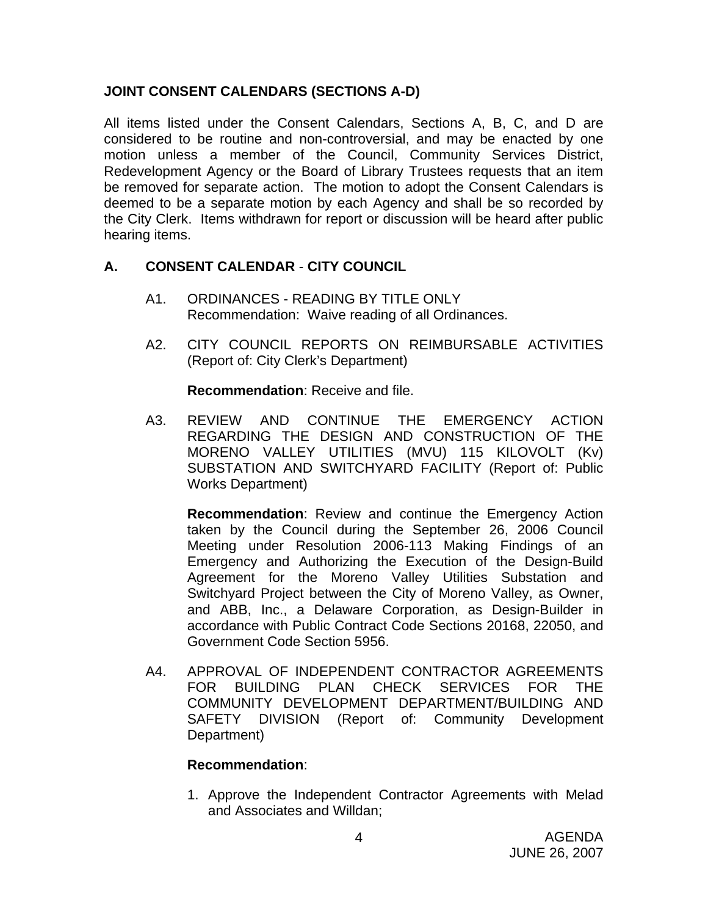**JOINT CONSENT CALENDARS (SECTIONS A-D)**

All items listed under the Consent Calendars, Sections A, B, C, and D are considered to be routine and non-controversial, and may be enacted by one motion unless a member of the Council, Community Services District, Redevelopment Agency or the Board of Library Trustees requests that an item be removed for separate action. The motion to adopt the Consent Calendars is deemed to be a separate motion by each Agency and shall be so recorded by the City Clerk. Items withdrawn for report or discussion will be heard after public hearing items.

## A. CONSENT CALENDAR - CITY COUNCIL

A1. ORDINANCES - READING BY TITLE ONLY
Recommendation: Waive reading of all Ordinances.

A2. CITY COUNCIL REPORTS ON REIMBURSABLE ACTIVITIES (Report of: City Clerk's Department)

**Recommendation**: Receive and file.

A3. REVIEW AND CONTINUE THE EMERGENCY ACTION REGARDING THE DESIGN AND CONSTRUCTION OF THE MORENO VALLEY UTILITIES (MVU) 115 KILOVOLT (Kv) SUBSTATION AND SWITCHYARD FACILITY (Report of: Public Works Department)

**Recommendation**: Review and continue the Emergency Action taken by the Council during the September 26, 2006 Council Meeting under Resolution 2006-113 Making Findings of an Emergency and Authorizing the Execution of the Design-Build Agreement for the Moreno Valley Utilities Substation and Switchyard Project between the City of Moreno Valley, as Owner, and ABB, Inc., a Delaware Corporation, as Design-Builder in accordance with Public Contract Code Sections 20168, 22050, and Government Code Section 5956.

A4. APPROVAL OF INDEPENDENT CONTRACTOR AGREEMENTS FOR BUILDING PLAN CHECK SERVICES FOR THE COMMUNITY DEVELOPMENT DEPARTMENT/BUILDING AND SAFETY DIVISION (Report of: Community Development Department)

**Recommendation**:

1. Approve the Independent Contractor Agreements with Melad and Associates and Willdan;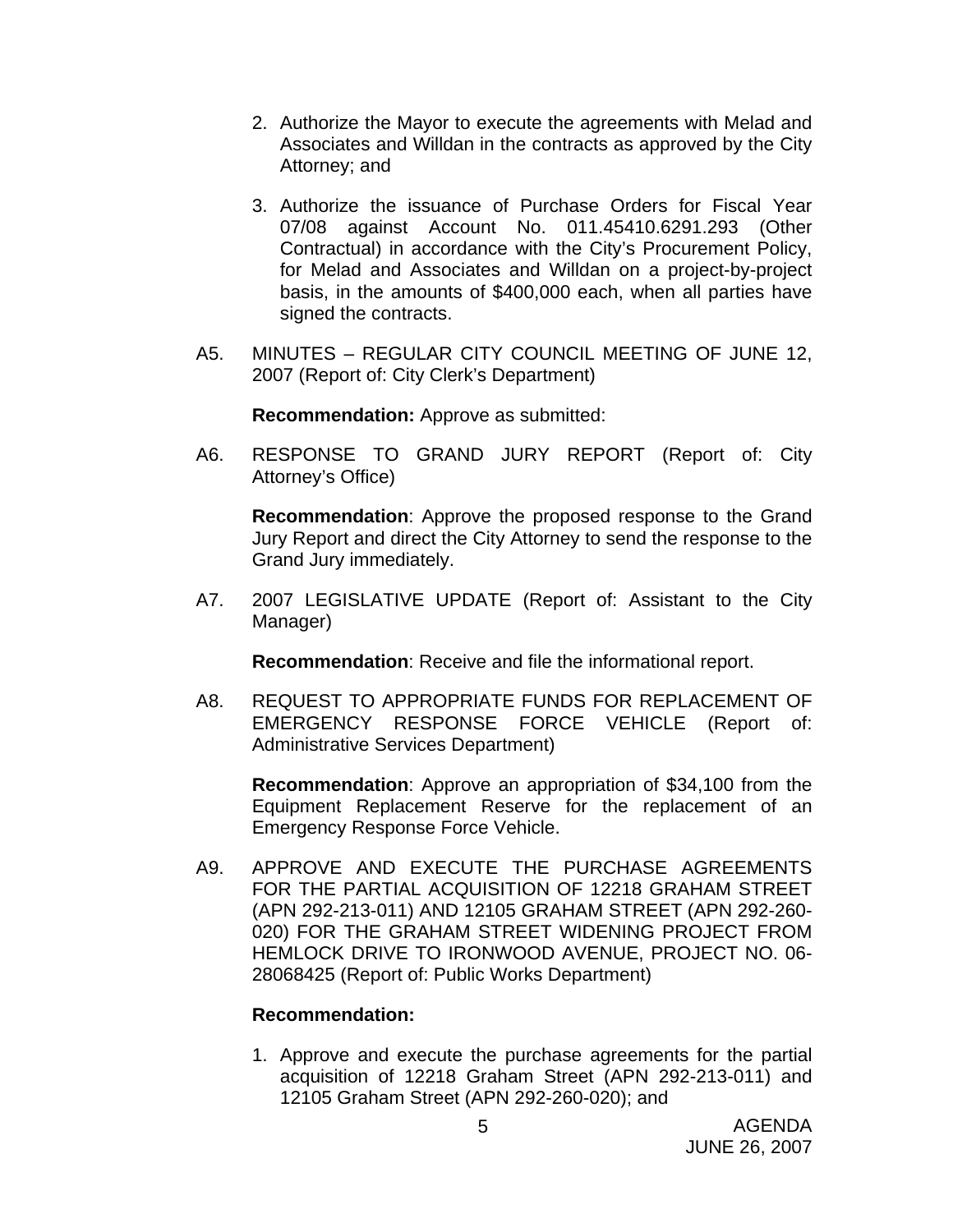2. Authorize the Mayor to execute the agreements with Melad and Associates and Willdan in the contracts as approved by the City Attorney; and

3. Authorize the issuance of Purchase Orders for Fiscal Year 07/08 against Account No. 011.45410.6291.293 (Other Contractual) in accordance with the City's Procurement Policy, for Melad and Associates and Willdan on a project-by-project basis, in the amounts of $400,000 each, when all parties have signed the contracts.

A5. MINUTES – REGULAR CITY COUNCIL MEETING OF JUNE 12, 2007 (Report of: City Clerk's Department)

**Recommendation:** Approve as submitted:

A6. RESPONSE TO GRAND JURY REPORT (Report of: City Attorney's Office)

**Recommendation**: Approve the proposed response to the Grand Jury Report and direct the City Attorney to send the response to the Grand Jury immediately.

A7. 2007 LEGISLATIVE UPDATE (Report of: Assistant to the City Manager)

**Recommendation**: Receive and file the informational report.

A8. REQUEST TO APPROPRIATE FUNDS FOR REPLACEMENT OF EMERGENCY RESPONSE FORCE VEHICLE (Report of: Administrative Services Department)

**Recommendation**: Approve an appropriation of $34,100 from the Equipment Replacement Reserve for the replacement of an Emergency Response Force Vehicle.

A9. APPROVE AND EXECUTE THE PURCHASE AGREEMENTS FOR THE PARTIAL ACQUISITION OF 12218 GRAHAM STREET (APN 292-213-011) AND 12105 GRAHAM STREET (APN 292-260-020) FOR THE GRAHAM STREET WIDENING PROJECT FROM HEMLOCK DRIVE TO IRONWOOD AVENUE, PROJECT NO. 06-28068425 (Report of: Public Works Department)

**Recommendation:**

1. Approve and execute the purchase agreements for the partial acquisition of 12218 Graham Street (APN 292-213-011) and 12105 Graham Street (APN 292-260-020); and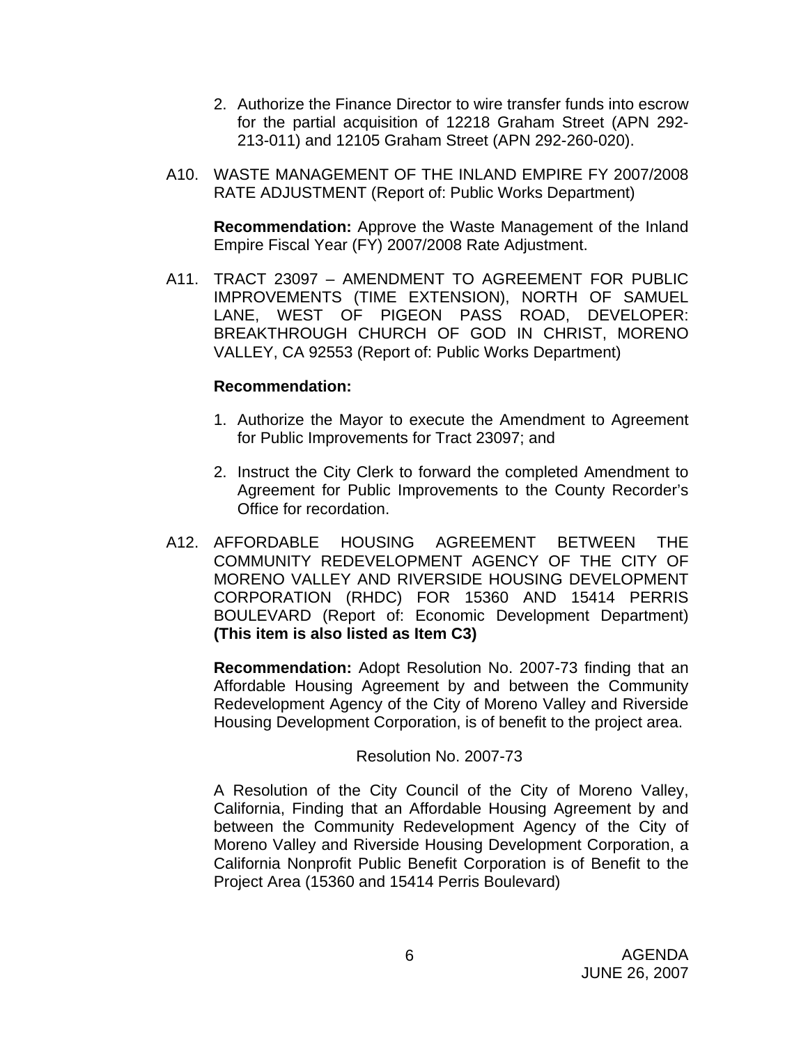2. Authorize the Finance Director to wire transfer funds into escrow for the partial acquisition of 12218 Graham Street (APN 292-213-011) and 12105 Graham Street (APN 292-260-020).

A10. WASTE MANAGEMENT OF THE INLAND EMPIRE FY 2007/2008 RATE ADJUSTMENT (Report of: Public Works Department)

**Recommendation:** Approve the Waste Management of the Inland Empire Fiscal Year (FY) 2007/2008 Rate Adjustment.

A11. TRACT 23097 – AMENDMENT TO AGREEMENT FOR PUBLIC IMPROVEMENTS (TIME EXTENSION), NORTH OF SAMUEL LANE, WEST OF PIGEON PASS ROAD, DEVELOPER: BREAKTHROUGH CHURCH OF GOD IN CHRIST, MORENO VALLEY, CA 92553 (Report of: Public Works Department)

**Recommendation:**

1. Authorize the Mayor to execute the Amendment to Agreement for Public Improvements for Tract 23097; and

2. Instruct the City Clerk to forward the completed Amendment to Agreement for Public Improvements to the County Recorder's Office for recordation.

A12. AFFORDABLE HOUSING AGREEMENT BETWEEN THE COMMUNITY REDEVELOPMENT AGENCY OF THE CITY OF MORENO VALLEY AND RIVERSIDE HOUSING DEVELOPMENT CORPORATION (RHDC) FOR 15360 AND 15414 PERRIS BOULEVARD (Report of: Economic Development Department) **(This item is also listed as Item C3)**

**Recommendation:** Adopt Resolution No. 2007-73 finding that an Affordable Housing Agreement by and between the Community Redevelopment Agency of the City of Moreno Valley and Riverside Housing Development Corporation, is of benefit to the project area.

Resolution No. 2007-73

A Resolution of the City Council of the City of Moreno Valley, California, Finding that an Affordable Housing Agreement by and between the Community Redevelopment Agency of the City of Moreno Valley and Riverside Housing Development Corporation, a California Nonprofit Public Benefit Corporation is of Benefit to the Project Area (15360 and 15414 Perris Boulevard)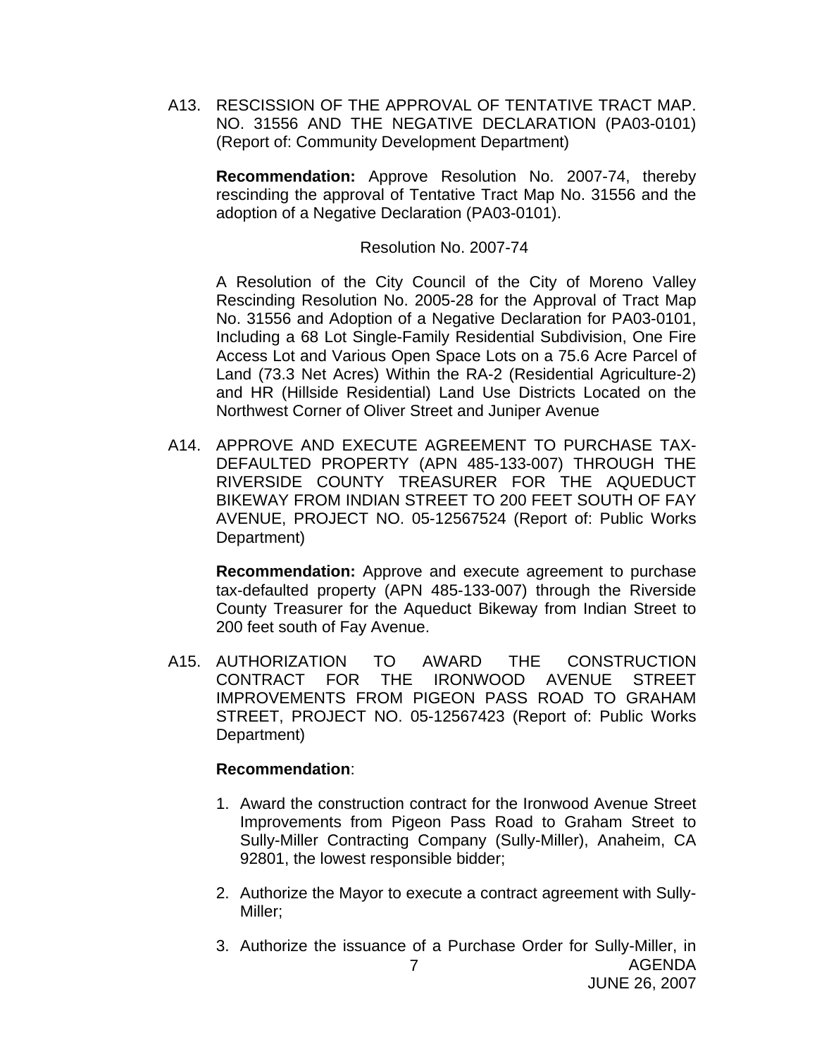A13. RESCISSION OF THE APPROVAL OF TENTATIVE TRACT MAP. NO. 31556 AND THE NEGATIVE DECLARATION (PA03-0101) (Report of: Community Development Department)

**Recommendation:** Approve Resolution No. 2007-74, thereby rescinding the approval of Tentative Tract Map No. 31556 and the adoption of a Negative Declaration (PA03-0101).

Resolution No. 2007-74

A Resolution of the City Council of the City of Moreno Valley Rescinding Resolution No. 2005-28 for the Approval of Tract Map No. 31556 and Adoption of a Negative Declaration for PA03-0101, Including a 68 Lot Single-Family Residential Subdivision, One Fire Access Lot and Various Open Space Lots on a 75.6 Acre Parcel of Land (73.3 Net Acres) Within the RA-2 (Residential Agriculture-2) and HR (Hillside Residential) Land Use Districts Located on the Northwest Corner of Oliver Street and Juniper Avenue

A14. APPROVE AND EXECUTE AGREEMENT TO PURCHASE TAX-DEFAULTED PROPERTY (APN 485-133-007) THROUGH THE RIVERSIDE COUNTY TREASURER FOR THE AQUEDUCT BIKEWAY FROM INDIAN STREET TO 200 FEET SOUTH OF FAY AVENUE, PROJECT NO. 05-12567524 (Report of: Public Works Department)

**Recommendation:** Approve and execute agreement to purchase tax-defaulted property (APN 485-133-007) through the Riverside County Treasurer for the Aqueduct Bikeway from Indian Street to 200 feet south of Fay Avenue.

A15. AUTHORIZATION TO AWARD THE CONSTRUCTION CONTRACT FOR THE IRONWOOD AVENUE STREET IMPROVEMENTS FROM PIGEON PASS ROAD TO GRAHAM STREET, PROJECT NO. 05-12567423 (Report of: Public Works Department)

**Recommendation**:

1. Award the construction contract for the Ironwood Avenue Street Improvements from Pigeon Pass Road to Graham Street to Sully-Miller Contracting Company (Sully-Miller), Anaheim, CA 92801, the lowest responsible bidder;

2. Authorize the Mayor to execute a contract agreement with Sully-Miller;

3. Authorize the issuance of a Purchase Order for Sully-Miller, in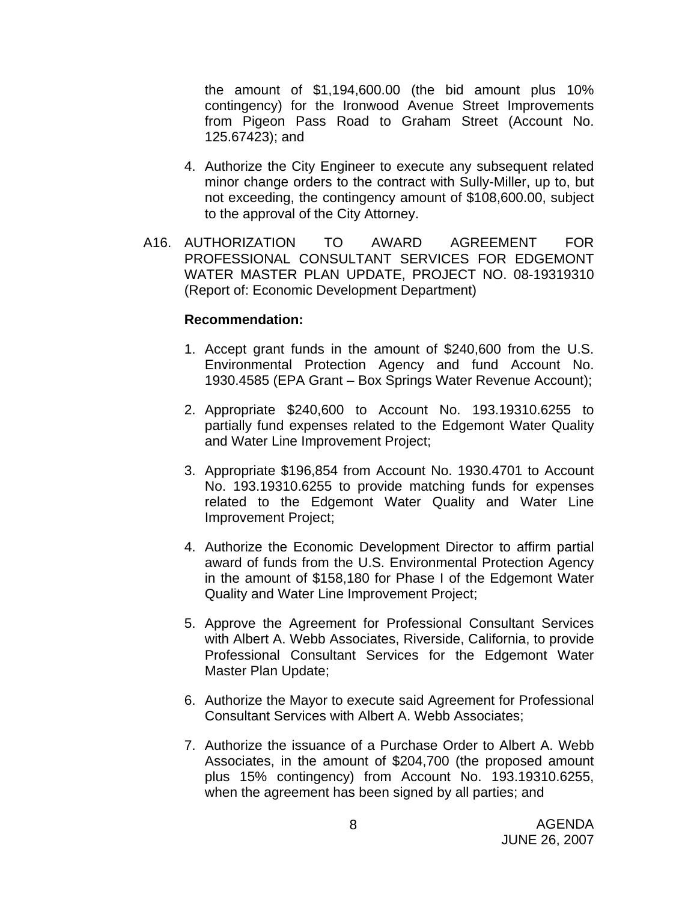the amount of $1,194,600.00 (the bid amount plus 10% contingency) for the Ironwood Avenue Street Improvements from Pigeon Pass Road to Graham Street (Account No. 125.67423); and

4. Authorize the City Engineer to execute any subsequent related minor change orders to the contract with Sully-Miller, up to, but not exceeding, the contingency amount of $108,600.00, subject to the approval of the City Attorney.

A16. AUTHORIZATION TO AWARD AGREEMENT FOR PROFESSIONAL CONSULTANT SERVICES FOR EDGEMONT WATER MASTER PLAN UPDATE, PROJECT NO. 08-19319310 (Report of: Economic Development Department)

**Recommendation:**

1. Accept grant funds in the amount of $240,600 from the U.S. Environmental Protection Agency and fund Account No. 1930.4585 (EPA Grant – Box Springs Water Revenue Account);

2. Appropriate $240,600 to Account No. 193.19310.6255 to partially fund expenses related to the Edgemont Water Quality and Water Line Improvement Project;

3. Appropriate $196,854 from Account No. 1930.4701 to Account No. 193.19310.6255 to provide matching funds for expenses related to the Edgemont Water Quality and Water Line Improvement Project;

4. Authorize the Economic Development Director to affirm partial award of funds from the U.S. Environmental Protection Agency in the amount of $158,180 for Phase I of the Edgemont Water Quality and Water Line Improvement Project;

5. Approve the Agreement for Professional Consultant Services with Albert A. Webb Associates, Riverside, California, to provide Professional Consultant Services for the Edgemont Water Master Plan Update;

6. Authorize the Mayor to execute said Agreement for Professional Consultant Services with Albert A. Webb Associates;

7. Authorize the issuance of a Purchase Order to Albert A. Webb Associates, in the amount of $204,700 (the proposed amount plus 15% contingency) from Account No. 193.19310.6255, when the agreement has been signed by all parties; and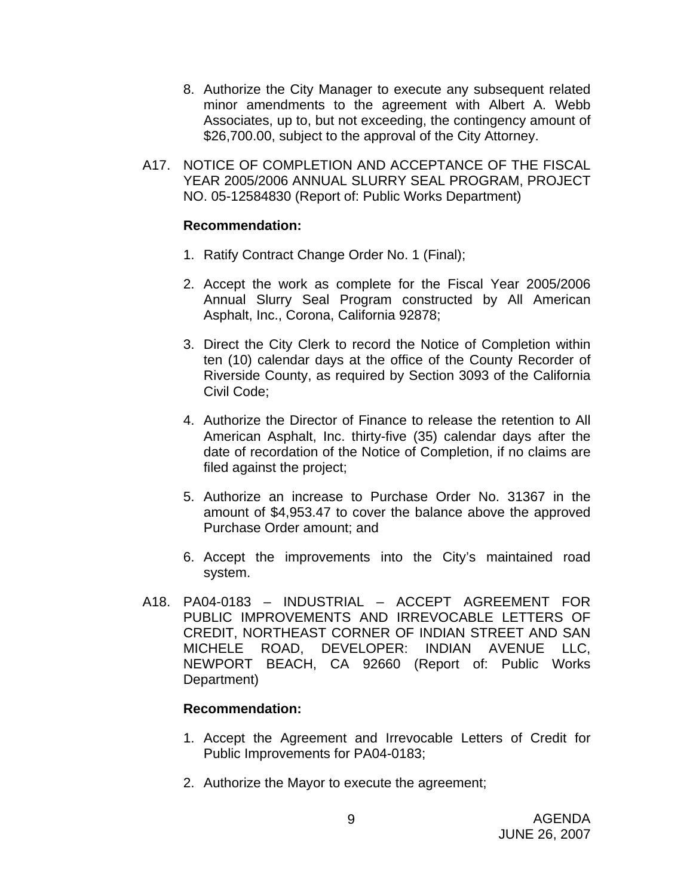8. Authorize the City Manager to execute any subsequent related minor amendments to the agreement with Albert A. Webb Associates, up to, but not exceeding, the contingency amount of $26,700.00, subject to the approval of the City Attorney.

A17. NOTICE OF COMPLETION AND ACCEPTANCE OF THE FISCAL YEAR 2005/2006 ANNUAL SLURRY SEAL PROGRAM, PROJECT NO. 05-12584830 (Report of: Public Works Department)

**Recommendation:**

1. Ratify Contract Change Order No. 1 (Final);

2. Accept the work as complete for the Fiscal Year 2005/2006 Annual Slurry Seal Program constructed by All American Asphalt, Inc., Corona, California 92878;

3. Direct the City Clerk to record the Notice of Completion within ten (10) calendar days at the office of the County Recorder of Riverside County, as required by Section 3093 of the California Civil Code;

4. Authorize the Director of Finance to release the retention to All American Asphalt, Inc. thirty-five (35) calendar days after the date of recordation of the Notice of Completion, if no claims are filed against the project;

5. Authorize an increase to Purchase Order No. 31367 in the amount of $4,953.47 to cover the balance above the approved Purchase Order amount; and

6. Accept the improvements into the City's maintained road system.

A18. PA04-0183 – INDUSTRIAL – ACCEPT AGREEMENT FOR PUBLIC IMPROVEMENTS AND IRREVOCABLE LETTERS OF CREDIT, NORTHEAST CORNER OF INDIAN STREET AND SAN MICHELE ROAD, DEVELOPER: INDIAN AVENUE LLC, NEWPORT BEACH, CA 92660 (Report of: Public Works Department)

**Recommendation:**

1. Accept the Agreement and Irrevocable Letters of Credit for Public Improvements for PA04-0183;

2. Authorize the Mayor to execute the agreement;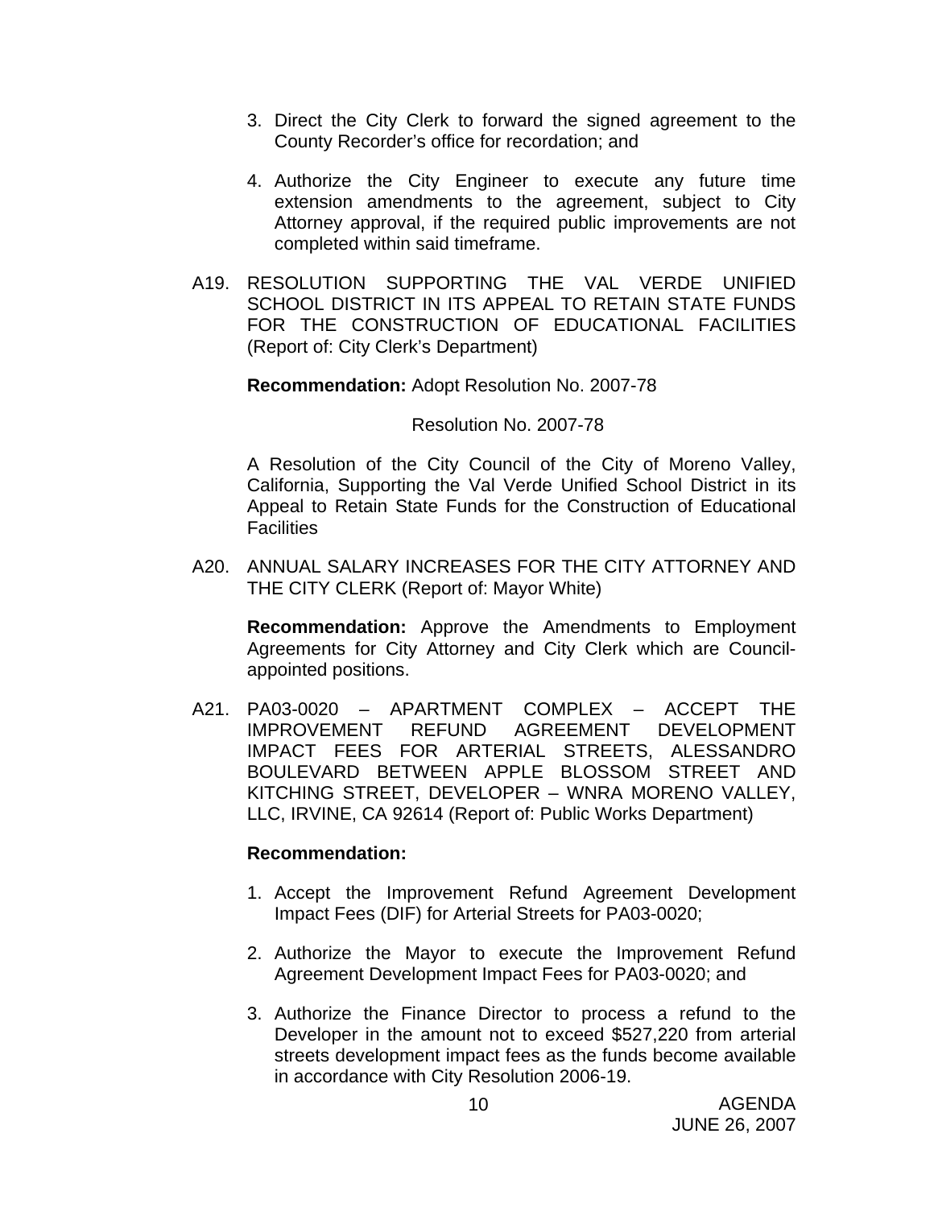3. Direct the City Clerk to forward the signed agreement to the County Recorder's office for recordation; and

4. Authorize the City Engineer to execute any future time extension amendments to the agreement, subject to City Attorney approval, if the required public improvements are not completed within said timeframe.

A19. RESOLUTION SUPPORTING THE VAL VERDE UNIFIED SCHOOL DISTRICT IN ITS APPEAL TO RETAIN STATE FUNDS FOR THE CONSTRUCTION OF EDUCATIONAL FACILITIES (Report of: City Clerk's Department)

**Recommendation:** Adopt Resolution No. 2007-78

Resolution No. 2007-78

A Resolution of the City Council of the City of Moreno Valley, California, Supporting the Val Verde Unified School District in its Appeal to Retain State Funds for the Construction of Educational Facilities

A20. ANNUAL SALARY INCREASES FOR THE CITY ATTORNEY AND THE CITY CLERK (Report of: Mayor White)

**Recommendation:** Approve the Amendments to Employment Agreements for City Attorney and City Clerk which are Council-appointed positions.

A21. PA03-0020 – APARTMENT COMPLEX – ACCEPT THE IMPROVEMENT REFUND AGREEMENT DEVELOPMENT IMPACT FEES FOR ARTERIAL STREETS, ALESSANDRO BOULEVARD BETWEEN APPLE BLOSSOM STREET AND KITCHING STREET, DEVELOPER – WNRA MORENO VALLEY, LLC, IRVINE, CA 92614 (Report of: Public Works Department)

**Recommendation:**

1. Accept the Improvement Refund Agreement Development Impact Fees (DIF) for Arterial Streets for PA03-0020;

2. Authorize the Mayor to execute the Improvement Refund Agreement Development Impact Fees for PA03-0020; and

3. Authorize the Finance Director to process a refund to the Developer in the amount not to exceed $527,220 from arterial streets development impact fees as the funds become available in accordance with City Resolution 2006-19.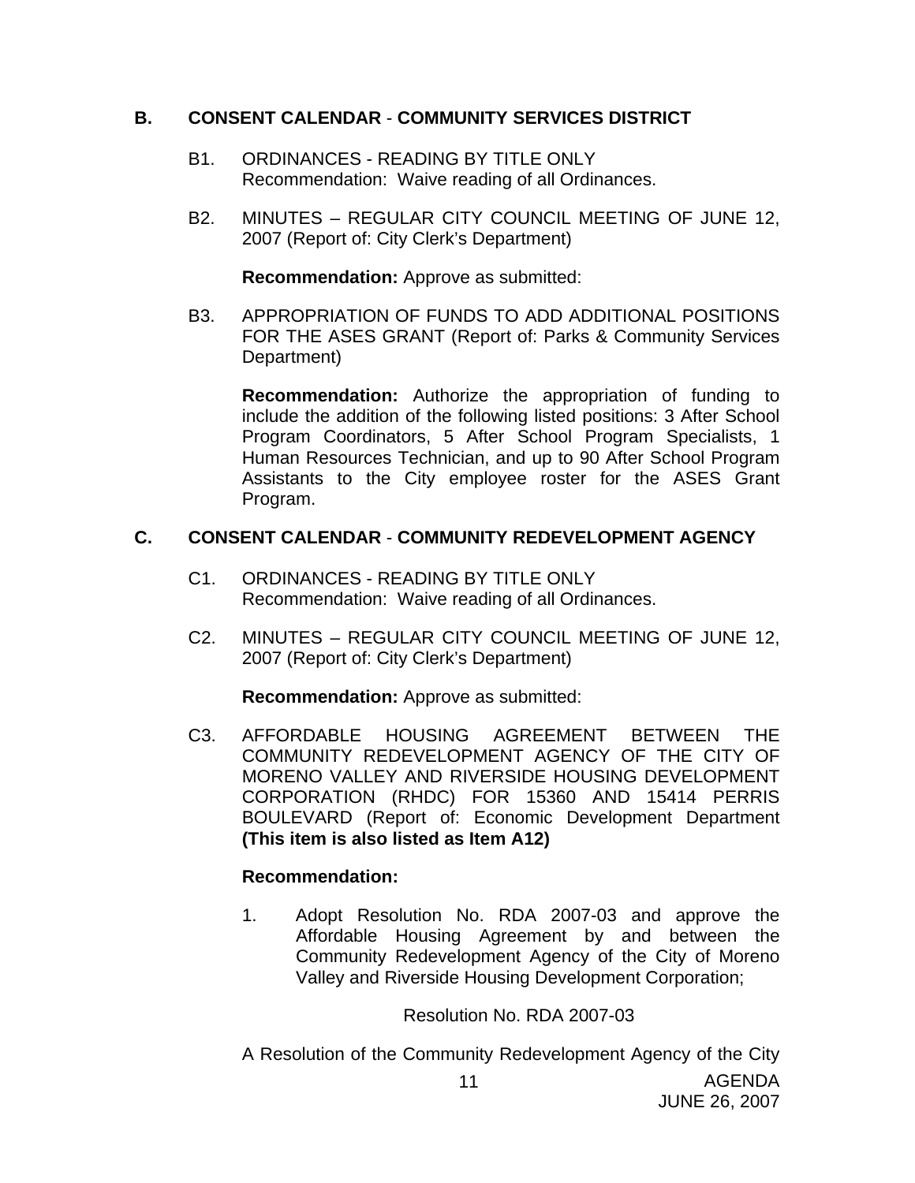## B. CONSENT CALENDAR - COMMUNITY SERVICES DISTRICT

B1. ORDINANCES - READING BY TITLE ONLY
Recommendation: Waive reading of all Ordinances.

B2. MINUTES – REGULAR CITY COUNCIL MEETING OF JUNE 12, 2007 (Report of: City Clerk's Department)

**Recommendation:** Approve as submitted:

B3. APPROPRIATION OF FUNDS TO ADD ADDITIONAL POSITIONS FOR THE ASES GRANT (Report of: Parks & Community Services Department)

**Recommendation:** Authorize the appropriation of funding to include the addition of the following listed positions: 3 After School Program Coordinators, 5 After School Program Specialists, 1 Human Resources Technician, and up to 90 After School Program Assistants to the City employee roster for the ASES Grant Program.

## C. CONSENT CALENDAR - COMMUNITY REDEVELOPMENT AGENCY

C1. ORDINANCES - READING BY TITLE ONLY
Recommendation: Waive reading of all Ordinances.

C2. MINUTES – REGULAR CITY COUNCIL MEETING OF JUNE 12, 2007 (Report of: City Clerk's Department)

**Recommendation:** Approve as submitted:

C3. AFFORDABLE HOUSING AGREEMENT BETWEEN THE COMMUNITY REDEVELOPMENT AGENCY OF THE CITY OF MORENO VALLEY AND RIVERSIDE HOUSING DEVELOPMENT CORPORATION (RHDC) FOR 15360 AND 15414 PERRIS BOULEVARD (Report of: Economic Development Department **(This item is also listed as Item A12)**

**Recommendation:**

1. Adopt Resolution No. RDA 2007-03 and approve the Affordable Housing Agreement by and between the Community Redevelopment Agency of the City of Moreno Valley and Riverside Housing Development Corporation;

Resolution No. RDA 2007-03

A Resolution of the Community Redevelopment Agency of the City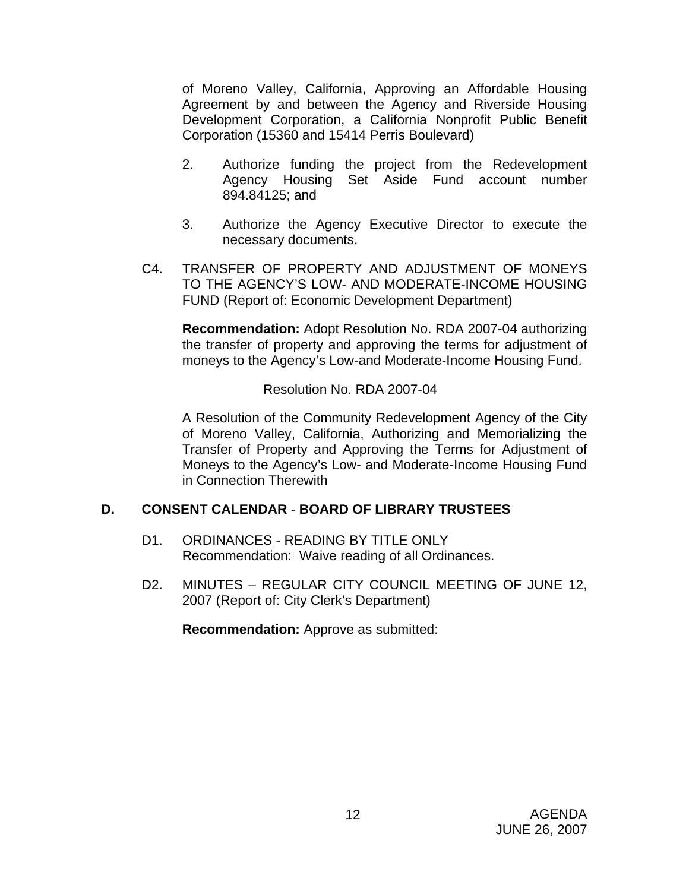of Moreno Valley, California, Approving an Affordable Housing Agreement by and between the Agency and Riverside Housing Development Corporation, a California Nonprofit Public Benefit Corporation (15360 and 15414 Perris Boulevard)

2. Authorize funding the project from the Redevelopment Agency Housing Set Aside Fund account number 894.84125; and

3. Authorize the Agency Executive Director to execute the necessary documents.

C4. TRANSFER OF PROPERTY AND ADJUSTMENT OF MONEYS TO THE AGENCY'S LOW- AND MODERATE-INCOME HOUSING FUND (Report of: Economic Development Department)

**Recommendation:** Adopt Resolution No. RDA 2007-04 authorizing the transfer of property and approving the terms for adjustment of moneys to the Agency's Low-and Moderate-Income Housing Fund.

Resolution No. RDA 2007-04

A Resolution of the Community Redevelopment Agency of the City of Moreno Valley, California, Authorizing and Memorializing the Transfer of Property and Approving the Terms for Adjustment of Moneys to the Agency's Low- and Moderate-Income Housing Fund in Connection Therewith

## D. CONSENT CALENDAR - BOARD OF LIBRARY TRUSTEES

D1. ORDINANCES - READING BY TITLE ONLY
Recommendation: Waive reading of all Ordinances.

D2. MINUTES – REGULAR CITY COUNCIL MEETING OF JUNE 12, 2007 (Report of: City Clerk's Department)

**Recommendation:** Approve as submitted: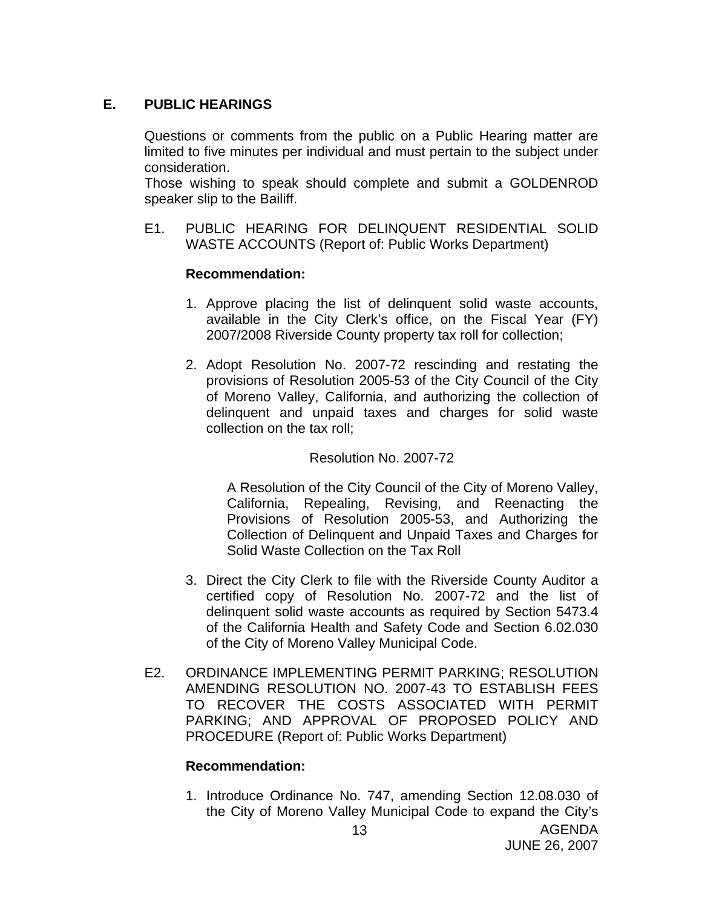## E. PUBLIC HEARINGS

Questions or comments from the public on a Public Hearing matter are limited to five minutes per individual and must pertain to the subject under consideration.

Those wishing to speak should complete and submit a GOLDENROD speaker slip to the Bailiff.

E1. PUBLIC HEARING FOR DELINQUENT RESIDENTIAL SOLID WASTE ACCOUNTS (Report of: Public Works Department)

**Recommendation:**

1. Approve placing the list of delinquent solid waste accounts, available in the City Clerk's office, on the Fiscal Year (FY) 2007/2008 Riverside County property tax roll for collection;

2. Adopt Resolution No. 2007-72 rescinding and restating the provisions of Resolution 2005-53 of the City Council of the City of Moreno Valley, California, and authorizing the collection of delinquent and unpaid taxes and charges for solid waste collection on the tax roll;

   Resolution No. 2007-72

   A Resolution of the City Council of the City of Moreno Valley, California, Repealing, Revising, and Reenacting the Provisions of Resolution 2005-53, and Authorizing the Collection of Delinquent and Unpaid Taxes and Charges for Solid Waste Collection on the Tax Roll

3. Direct the City Clerk to file with the Riverside County Auditor a certified copy of Resolution No. 2007-72 and the list of delinquent solid waste accounts as required by Section 5473.4 of the California Health and Safety Code and Section 6.02.030 of the City of Moreno Valley Municipal Code.

E2. ORDINANCE IMPLEMENTING PERMIT PARKING; RESOLUTION AMENDING RESOLUTION NO. 2007-43 TO ESTABLISH FEES TO RECOVER THE COSTS ASSOCIATED WITH PERMIT PARKING; AND APPROVAL OF PROPOSED POLICY AND PROCEDURE (Report of: Public Works Department)

**Recommendation:**

1. Introduce Ordinance No. 747, amending Section 12.08.030 of the City of Moreno Valley Municipal Code to expand the City's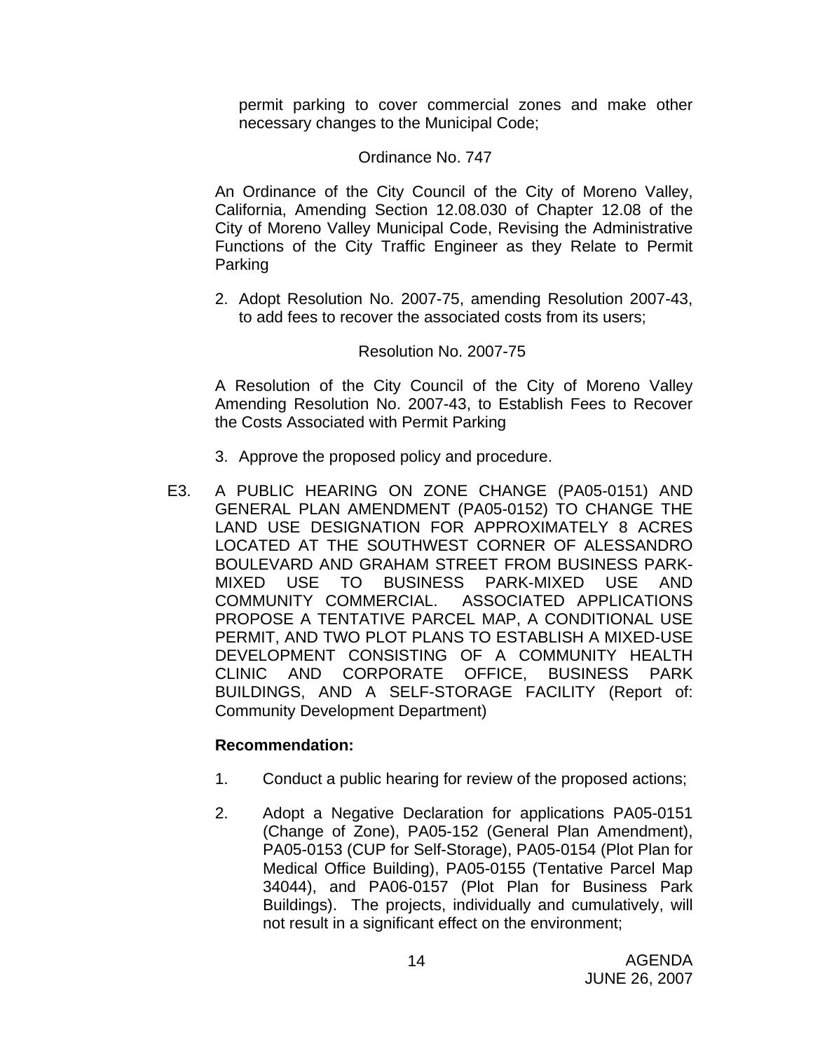permit parking to cover commercial zones and make other necessary changes to the Municipal Code;

Ordinance No. 747

An Ordinance of the City Council of the City of Moreno Valley, California, Amending Section 12.08.030 of Chapter 12.08 of the City of Moreno Valley Municipal Code, Revising the Administrative Functions of the City Traffic Engineer as they Relate to Permit Parking

2. Adopt Resolution No. 2007-75, amending Resolution 2007-43, to add fees to recover the associated costs from its users;

Resolution No. 2007-75

A Resolution of the City Council of the City of Moreno Valley Amending Resolution No. 2007-43, to Establish Fees to Recover the Costs Associated with Permit Parking

3. Approve the proposed policy and procedure.

E3. A PUBLIC HEARING ON ZONE CHANGE (PA05-0151) AND GENERAL PLAN AMENDMENT (PA05-0152) TO CHANGE THE LAND USE DESIGNATION FOR APPROXIMATELY 8 ACRES LOCATED AT THE SOUTHWEST CORNER OF ALESSANDRO BOULEVARD AND GRAHAM STREET FROM BUSINESS PARK-MIXED USE TO BUSINESS PARK-MIXED USE AND COMMUNITY COMMERCIAL. ASSOCIATED APPLICATIONS PROPOSE A TENTATIVE PARCEL MAP, A CONDITIONAL USE PERMIT, AND TWO PLOT PLANS TO ESTABLISH A MIXED-USE DEVELOPMENT CONSISTING OF A COMMUNITY HEALTH CLINIC AND CORPORATE OFFICE, BUSINESS PARK BUILDINGS, AND A SELF-STORAGE FACILITY (Report of: Community Development Department)

**Recommendation:**

1. Conduct a public hearing for review of the proposed actions;

2. Adopt a Negative Declaration for applications PA05-0151 (Change of Zone), PA05-152 (General Plan Amendment), PA05-0153 (CUP for Self-Storage), PA05-0154 (Plot Plan for Medical Office Building), PA05-0155 (Tentative Parcel Map 34044), and PA06-0157 (Plot Plan for Business Park Buildings). The projects, individually and cumulatively, will not result in a significant effect on the environment;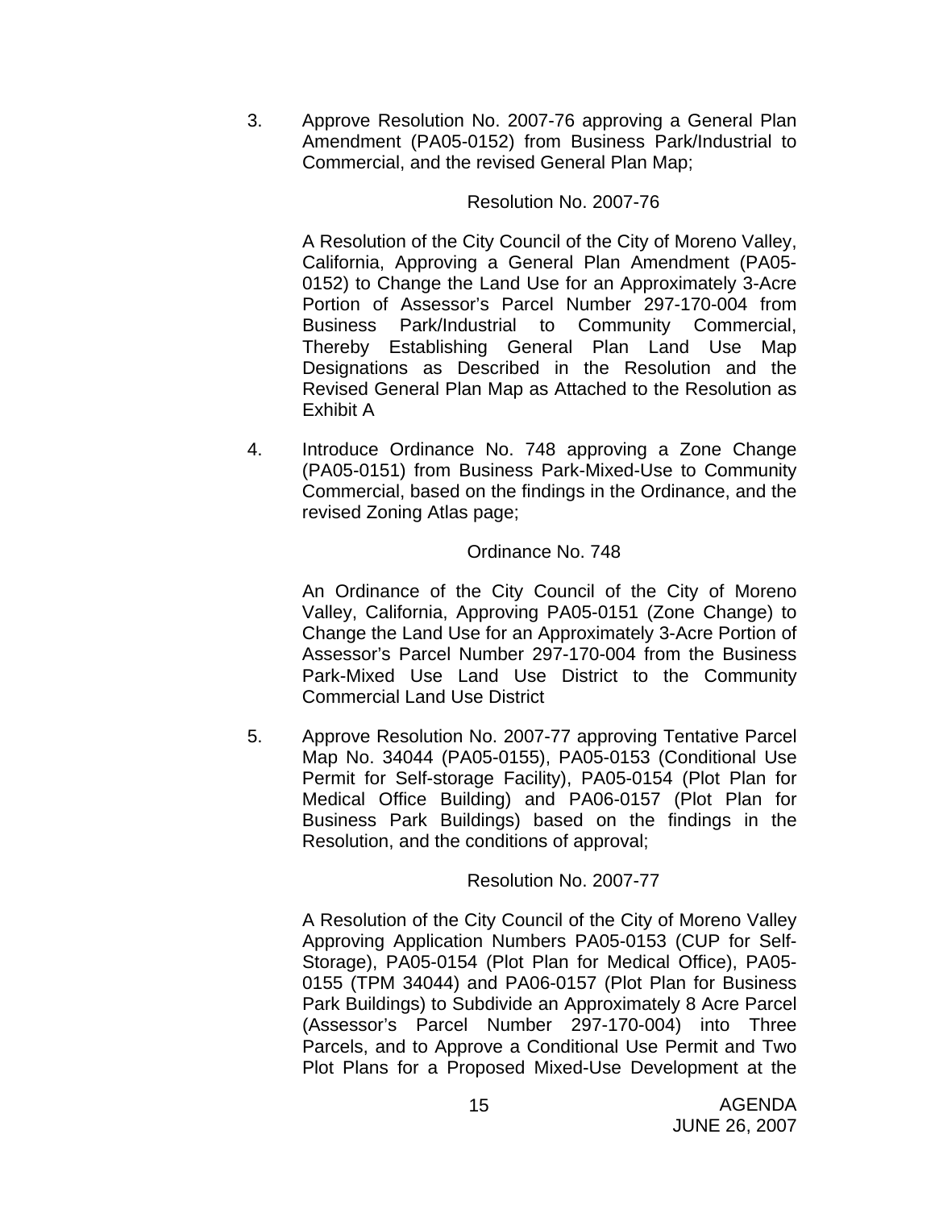3. Approve Resolution No. 2007-76 approving a General Plan Amendment (PA05-0152) from Business Park/Industrial to Commercial, and the revised General Plan Map;

   Resolution No. 2007-76

   A Resolution of the City Council of the City of Moreno Valley, California, Approving a General Plan Amendment (PA05-0152) to Change the Land Use for an Approximately 3-Acre Portion of Assessor's Parcel Number 297-170-004 from Business Park/Industrial to Community Commercial, Thereby Establishing General Plan Land Use Map Designations as Described in the Resolution and the Revised General Plan Map as Attached to the Resolution as Exhibit A

4. Introduce Ordinance No. 748 approving a Zone Change (PA05-0151) from Business Park-Mixed-Use to Community Commercial, based on the findings in the Ordinance, and the revised Zoning Atlas page;

   Ordinance No. 748

   An Ordinance of the City Council of the City of Moreno Valley, California, Approving PA05-0151 (Zone Change) to Change the Land Use for an Approximately 3-Acre Portion of Assessor's Parcel Number 297-170-004 from the Business Park-Mixed Use Land Use District to the Community Commercial Land Use District

5. Approve Resolution No. 2007-77 approving Tentative Parcel Map No. 34044 (PA05-0155), PA05-0153 (Conditional Use Permit for Self-storage Facility), PA05-0154 (Plot Plan for Medical Office Building) and PA06-0157 (Plot Plan for Business Park Buildings) based on the findings in the Resolution, and the conditions of approval;

   Resolution No. 2007-77

   A Resolution of the City Council of the City of Moreno Valley Approving Application Numbers PA05-0153 (CUP for Self-Storage), PA05-0154 (Plot Plan for Medical Office), PA05-0155 (TPM 34044) and PA06-0157 (Plot Plan for Business Park Buildings) to Subdivide an Approximately 8 Acre Parcel (Assessor's Parcel Number 297-170-004) into Three Parcels, and to Approve a Conditional Use Permit and Two Plot Plans for a Proposed Mixed-Use Development at the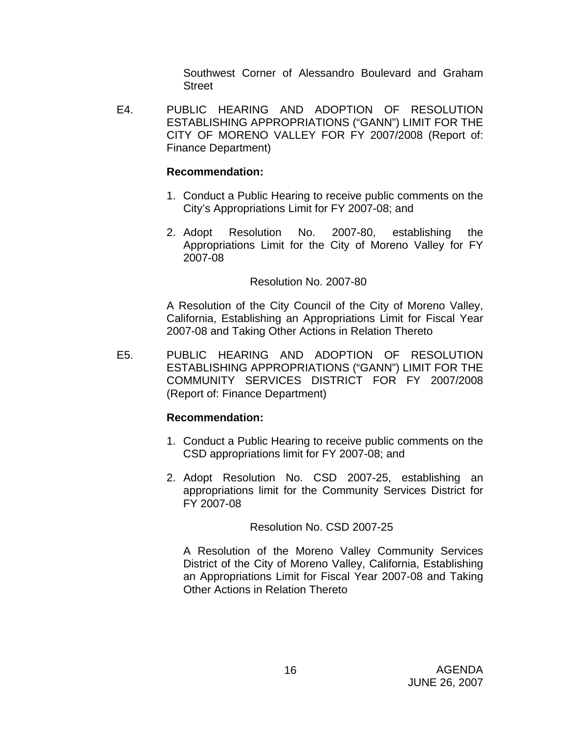Southwest Corner of Alessandro Boulevard and Graham Street

E4. PUBLIC HEARING AND ADOPTION OF RESOLUTION ESTABLISHING APPROPRIATIONS ("GANN") LIMIT FOR THE CITY OF MORENO VALLEY FOR FY 2007/2008 (Report of: Finance Department)

**Recommendation:**

1. Conduct a Public Hearing to receive public comments on the City's Appropriations Limit for FY 2007-08; and
2. Adopt Resolution No. 2007-80, establishing the Appropriations Limit for the City of Moreno Valley for FY 2007-08

Resolution No. 2007-80

A Resolution of the City Council of the City of Moreno Valley, California, Establishing an Appropriations Limit for Fiscal Year 2007-08 and Taking Other Actions in Relation Thereto

E5. PUBLIC HEARING AND ADOPTION OF RESOLUTION ESTABLISHING APPROPRIATIONS ("GANN") LIMIT FOR THE COMMUNITY SERVICES DISTRICT FOR FY 2007/2008 (Report of: Finance Department)

**Recommendation:**

1. Conduct a Public Hearing to receive public comments on the CSD appropriations limit for FY 2007-08; and
2. Adopt Resolution No. CSD 2007-25, establishing an appropriations limit for the Community Services District for FY 2007-08

Resolution No. CSD 2007-25

A Resolution of the Moreno Valley Community Services District of the City of Moreno Valley, California, Establishing an Appropriations Limit for Fiscal Year 2007-08 and Taking Other Actions in Relation Thereto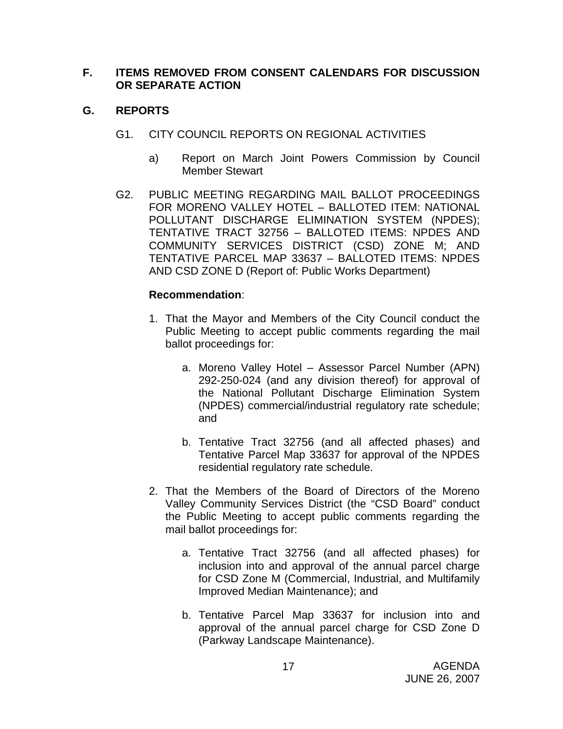**F. ITEMS REMOVED FROM CONSENT CALENDARS FOR DISCUSSION OR SEPARATE ACTION**

**G. REPORTS**

G1. CITY COUNCIL REPORTS ON REGIONAL ACTIVITIES

a) Report on March Joint Powers Commission by Council Member Stewart

G2. PUBLIC MEETING REGARDING MAIL BALLOT PROCEEDINGS FOR MORENO VALLEY HOTEL – BALLOTED ITEM: NATIONAL POLLUTANT DISCHARGE ELIMINATION SYSTEM (NPDES); TENTATIVE TRACT 32756 – BALLOTED ITEMS: NPDES AND COMMUNITY SERVICES DISTRICT (CSD) ZONE M; AND TENTATIVE PARCEL MAP 33637 – BALLOTED ITEMS: NPDES AND CSD ZONE D (Report of: Public Works Department)

**Recommendation**:

1. That the Mayor and Members of the City Council conduct the Public Meeting to accept public comments regarding the mail ballot proceedings for:

   a. Moreno Valley Hotel – Assessor Parcel Number (APN) 292-250-024 (and any division thereof) for approval of the National Pollutant Discharge Elimination System (NPDES) commercial/industrial regulatory rate schedule; and

   b. Tentative Tract 32756 (and all affected phases) and Tentative Parcel Map 33637 for approval of the NPDES residential regulatory rate schedule.

2. That the Members of the Board of Directors of the Moreno Valley Community Services District (the "CSD Board" conduct the Public Meeting to accept public comments regarding the mail ballot proceedings for:

   a. Tentative Tract 32756 (and all affected phases) for inclusion into and approval of the annual parcel charge for CSD Zone M (Commercial, Industrial, and Multifamily Improved Median Maintenance); and

   b. Tentative Parcel Map 33637 for inclusion into and approval of the annual parcel charge for CSD Zone D (Parkway Landscape Maintenance).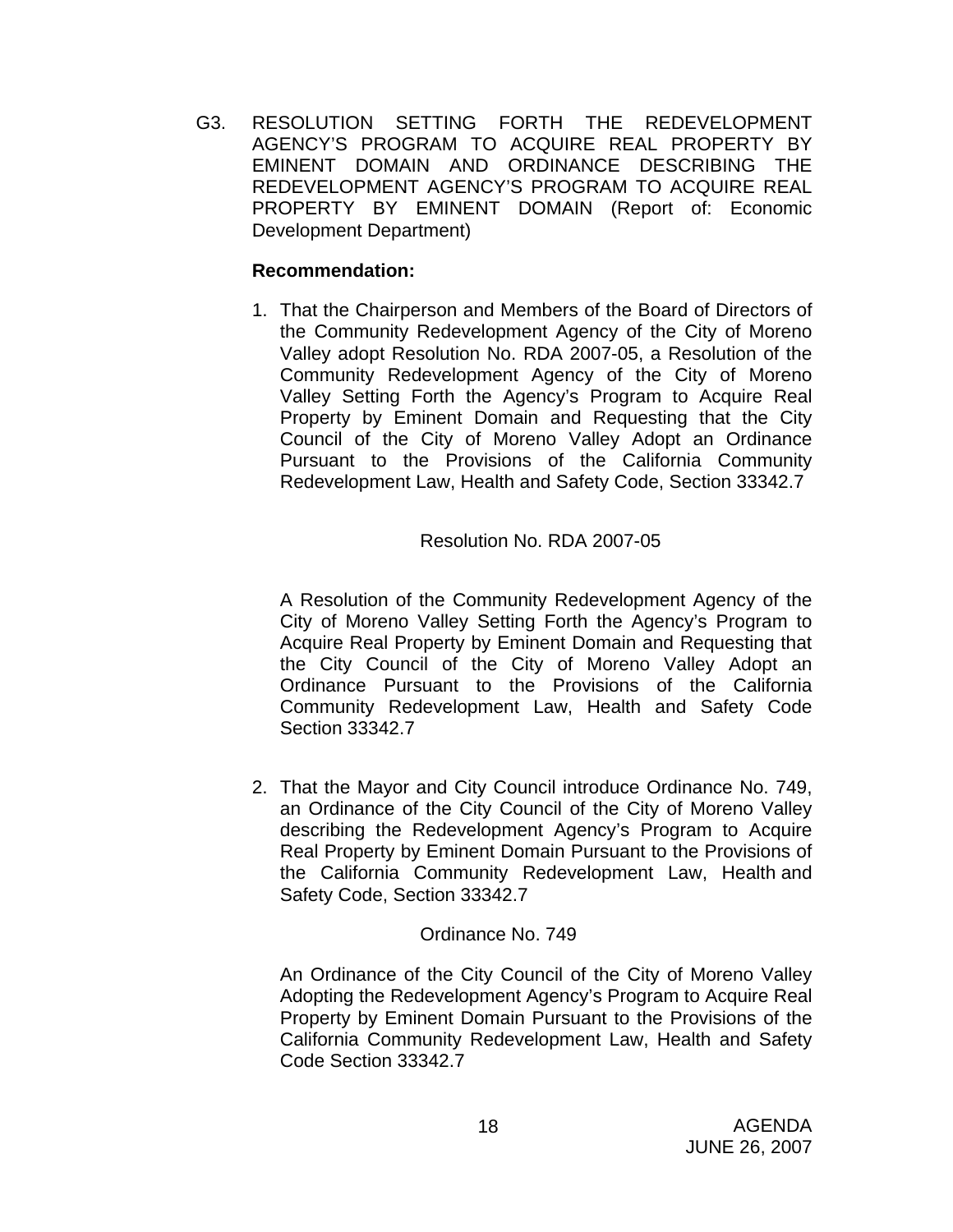G3. RESOLUTION SETTING FORTH THE REDEVELOPMENT AGENCY'S PROGRAM TO ACQUIRE REAL PROPERTY BY EMINENT DOMAIN AND ORDINANCE DESCRIBING THE REDEVELOPMENT AGENCY'S PROGRAM TO ACQUIRE REAL PROPERTY BY EMINENT DOMAIN (Report of: Economic Development Department)

**Recommendation:**

1. That the Chairperson and Members of the Board of Directors of the Community Redevelopment Agency of the City of Moreno Valley adopt Resolution No. RDA 2007-05, a Resolution of the Community Redevelopment Agency of the City of Moreno Valley Setting Forth the Agency's Program to Acquire Real Property by Eminent Domain and Requesting that the City Council of the City of Moreno Valley Adopt an Ordinance Pursuant to the Provisions of the California Community Redevelopment Law, Health and Safety Code, Section 33342.7

   Resolution No. RDA 2007-05

   A Resolution of the Community Redevelopment Agency of the City of Moreno Valley Setting Forth the Agency's Program to Acquire Real Property by Eminent Domain and Requesting that the City Council of the City of Moreno Valley Adopt an Ordinance Pursuant to the Provisions of the California Community Redevelopment Law, Health and Safety Code Section 33342.7

2. That the Mayor and City Council introduce Ordinance No. 749, an Ordinance of the City Council of the City of Moreno Valley describing the Redevelopment Agency's Program to Acquire Real Property by Eminent Domain Pursuant to the Provisions of the California Community Redevelopment Law, Health and Safety Code, Section 33342.7

   Ordinance No. 749

   An Ordinance of the City Council of the City of Moreno Valley Adopting the Redevelopment Agency's Program to Acquire Real Property by Eminent Domain Pursuant to the Provisions of the California Community Redevelopment Law, Health and Safety Code Section 33342.7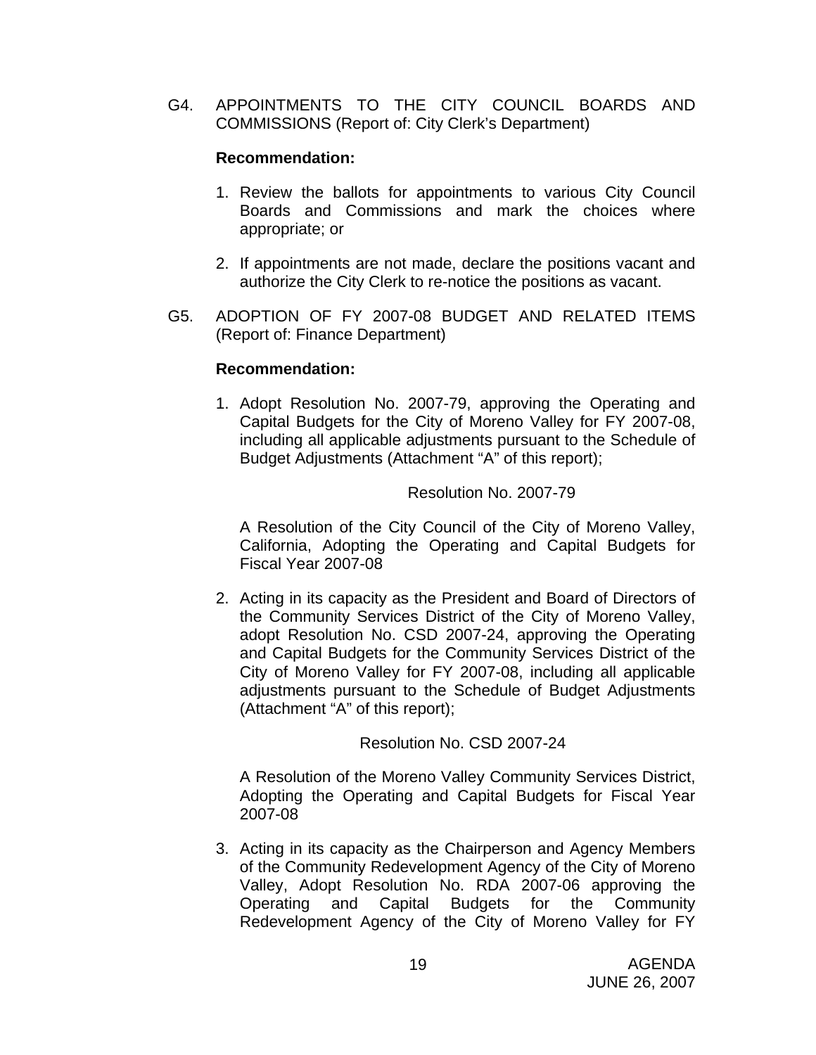G4. APPOINTMENTS TO THE CITY COUNCIL BOARDS AND COMMISSIONS (Report of: City Clerk's Department)

**Recommendation:**

1. Review the ballots for appointments to various City Council Boards and Commissions and mark the choices where appropriate; or

2. If appointments are not made, declare the positions vacant and authorize the City Clerk to re-notice the positions as vacant.

G5. ADOPTION OF FY 2007-08 BUDGET AND RELATED ITEMS (Report of: Finance Department)

**Recommendation:**

1. Adopt Resolution No. 2007-79, approving the Operating and Capital Budgets for the City of Moreno Valley for FY 2007-08, including all applicable adjustments pursuant to the Schedule of Budget Adjustments (Attachment "A" of this report);

   Resolution No. 2007-79

   A Resolution of the City Council of the City of Moreno Valley, California, Adopting the Operating and Capital Budgets for Fiscal Year 2007-08

2. Acting in its capacity as the President and Board of Directors of the Community Services District of the City of Moreno Valley, adopt Resolution No. CSD 2007-24, approving the Operating and Capital Budgets for the Community Services District of the City of Moreno Valley for FY 2007-08, including all applicable adjustments pursuant to the Schedule of Budget Adjustments (Attachment "A" of this report);

   Resolution No. CSD 2007-24

   A Resolution of the Moreno Valley Community Services District, Adopting the Operating and Capital Budgets for Fiscal Year 2007-08

3. Acting in its capacity as the Chairperson and Agency Members of the Community Redevelopment Agency of the City of Moreno Valley, Adopt Resolution No. RDA 2007-06 approving the Operating and Capital Budgets for the Community Redevelopment Agency of the City of Moreno Valley for FY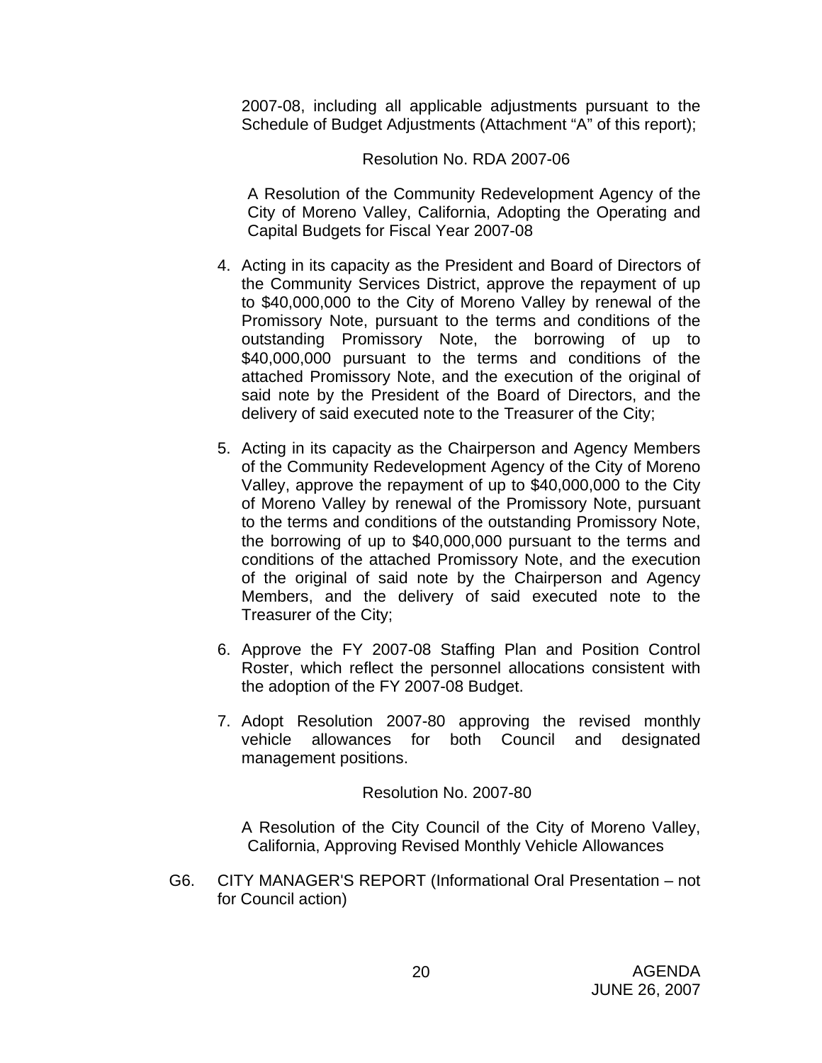2007-08, including all applicable adjustments pursuant to the Schedule of Budget Adjustments (Attachment "A" of this report);

Resolution No. RDA 2007-06

A Resolution of the Community Redevelopment Agency of the City of Moreno Valley, California, Adopting the Operating and Capital Budgets for Fiscal Year 2007-08

4. Acting in its capacity as the President and Board of Directors of the Community Services District, approve the repayment of up to $40,000,000 to the City of Moreno Valley by renewal of the Promissory Note, pursuant to the terms and conditions of the outstanding Promissory Note, the borrowing of up to $40,000,000 pursuant to the terms and conditions of the attached Promissory Note, and the execution of the original of said note by the President of the Board of Directors, and the delivery of said executed note to the Treasurer of the City;

5. Acting in its capacity as the Chairperson and Agency Members of the Community Redevelopment Agency of the City of Moreno Valley, approve the repayment of up to $40,000,000 to the City of Moreno Valley by renewal of the Promissory Note, pursuant to the terms and conditions of the outstanding Promissory Note, the borrowing of up to $40,000,000 pursuant to the terms and conditions of the attached Promissory Note, and the execution of the original of said note by the Chairperson and Agency Members, and the delivery of said executed note to the Treasurer of the City;

6. Approve the FY 2007-08 Staffing Plan and Position Control Roster, which reflect the personnel allocations consistent with the adoption of the FY 2007-08 Budget.

7. Adopt Resolution 2007-80 approving the revised monthly vehicle allowances for both Council and designated management positions.

Resolution No. 2007-80

A Resolution of the City Council of the City of Moreno Valley, California, Approving Revised Monthly Vehicle Allowances

G6. CITY MANAGER'S REPORT (Informational Oral Presentation – not for Council action)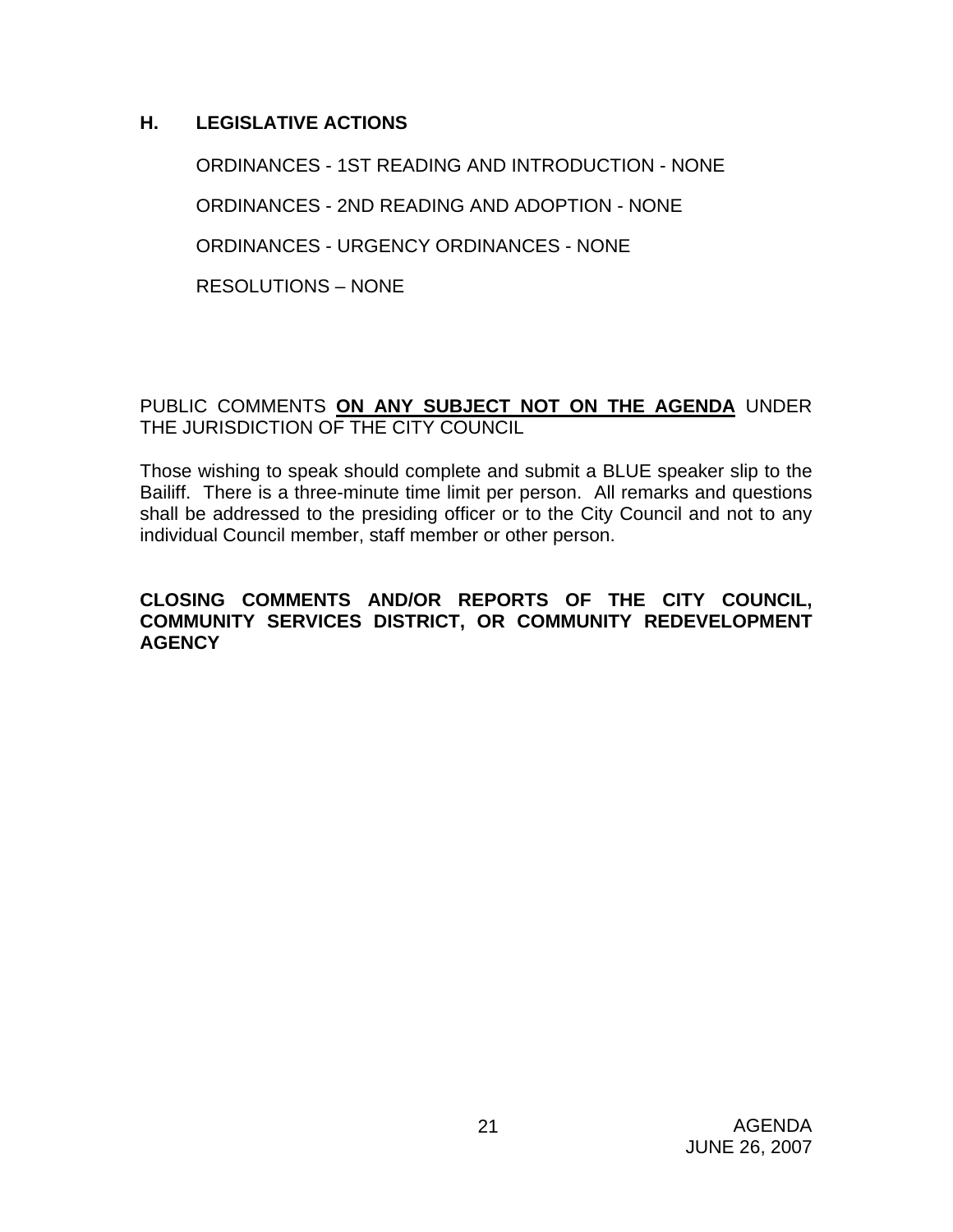## H. LEGISLATIVE ACTIONS

ORDINANCES - 1ST READING AND INTRODUCTION - NONE

ORDINANCES - 2ND READING AND ADOPTION - NONE

ORDINANCES - URGENCY ORDINANCES - NONE

RESOLUTIONS – NONE

PUBLIC COMMENTS **ON ANY SUBJECT NOT ON THE AGENDA** UNDER THE JURISDICTION OF THE CITY COUNCIL

Those wishing to speak should complete and submit a BLUE speaker slip to the Bailiff. There is a three-minute time limit per person. All remarks and questions shall be addressed to the presiding officer or to the City Council and not to any individual Council member, staff member or other person.

**CLOSING COMMENTS AND/OR REPORTS OF THE CITY COUNCIL, COMMUNITY SERVICES DISTRICT, OR COMMUNITY REDEVELOPMENT AGENCY**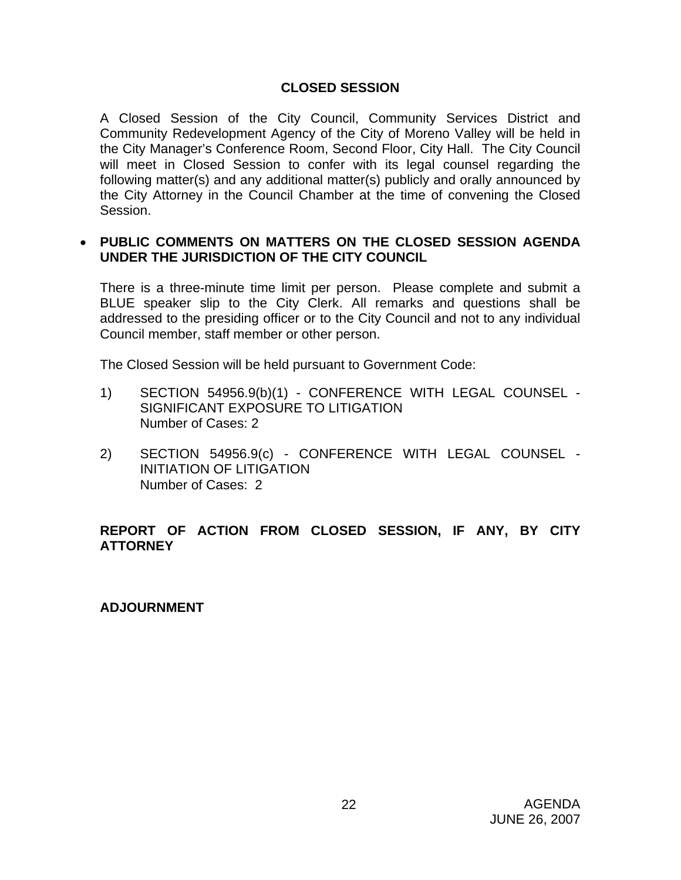## CLOSED SESSION

A Closed Session of the City Council, Community Services District and Community Redevelopment Agency of the City of Moreno Valley will be held in the City Manager's Conference Room, Second Floor, City Hall. The City Council will meet in Closed Session to confer with its legal counsel regarding the following matter(s) and any additional matter(s) publicly and orally announced by the City Attorney in the Council Chamber at the time of convening the Closed Session.

- **PUBLIC COMMENTS ON MATTERS ON THE CLOSED SESSION AGENDA UNDER THE JURISDICTION OF THE CITY COUNCIL**

There is a three-minute time limit per person. Please complete and submit a BLUE speaker slip to the City Clerk. All remarks and questions shall be addressed to the presiding officer or to the City Council and not to any individual Council member, staff member or other person.

The Closed Session will be held pursuant to Government Code:

1) SECTION 54956.9(b)(1) - CONFERENCE WITH LEGAL COUNSEL - SIGNIFICANT EXPOSURE TO LITIGATION
   Number of Cases: 2

2) SECTION 54956.9(c) - CONFERENCE WITH LEGAL COUNSEL - INITIATION OF LITIGATION
   Number of Cases: 2

**REPORT OF ACTION FROM CLOSED SESSION, IF ANY, BY CITY ATTORNEY**

**ADJOURNMENT**